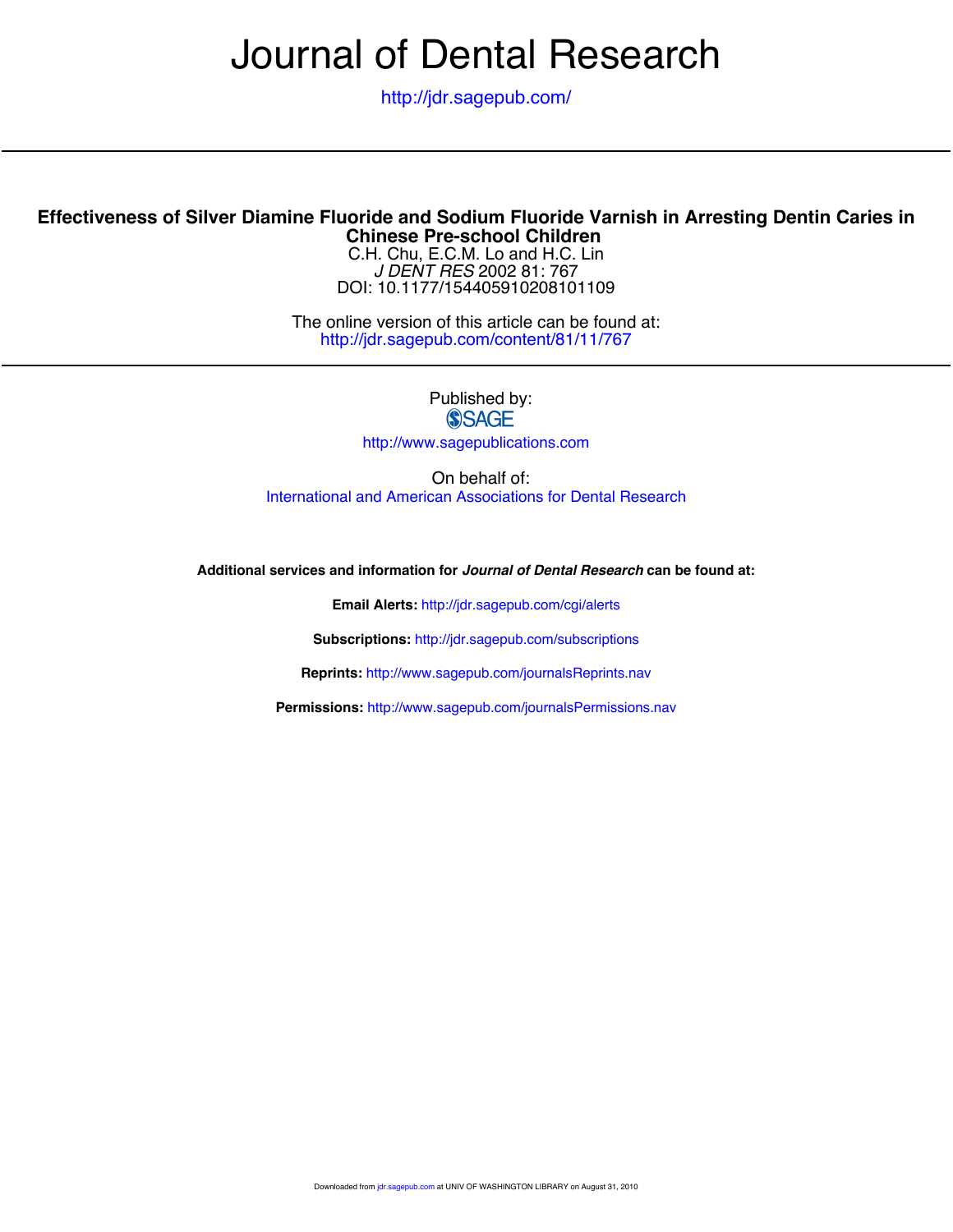# Journal of Dental Research

http://jdr.sagepub.com/

## Effectiveness of Silver Diamine Fluoride and Sodium Fluoride Varnish in Arresting Dentin Caries in Chinese Pre-school Children

C.H. Chu, E.C.M. Lo and H.C. Lin

*J DENT RES* 2002 81: 767

DOI: 10.1177/154405910208101109

The online version of this article can be found at:
http://jdr.sagepub.com/content/81/11/767

Published by:
SAGE
http://www.sagepublications.com

On behalf of:
International and American Associations for Dental Research

**Additional services and information for *Journal of Dental Research* can be found at:**

**Email Alerts:** http://jdr.sagepub.com/cgi/alerts

**Subscriptions:** http://jdr.sagepub.com/subscriptions

**Reprints:** http://www.sagepub.com/journalsReprints.nav

**Permissions:** http://www.sagepub.com/journalsPermissions.nav

Downloaded from jdr.sagepub.com at UNIV OF WASHINGTON LIBRARY on August 31, 2010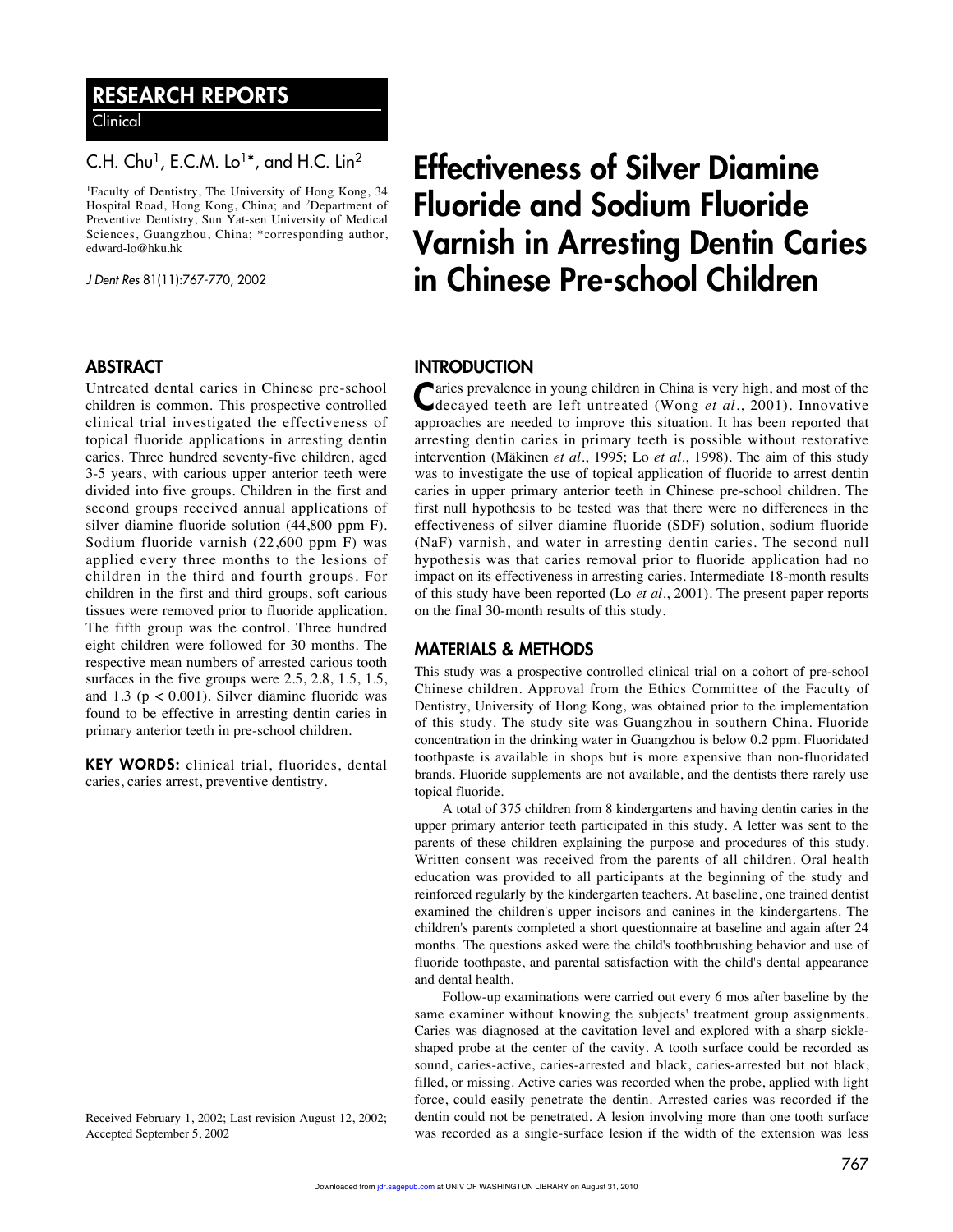# RESEARCH REPORTS

Clinical

C.H. Chu[1], E.C.M. Lo[1]*, and H.C. Lin[2]

[1]Faculty of Dentistry, The University of Hong Kong, 34 Hospital Road, Hong Kong, China; and [2]Department of Preventive Dentistry, Sun Yat-sen University of Medical Sciences, Guangzhou, China; *corresponding author, edward-lo@hku.hk

# Effectiveness of Silver Diamine Fluoride and Sodium Fluoride Varnish in Arresting Dentin Caries in Chinese Pre-school Children

## ABSTRACT

Untreated dental caries in Chinese pre-school children is common. This prospective controlled clinical trial investigated the effectiveness of topical fluoride applications in arresting dentin caries. Three hundred seventy-five children, aged 3-5 years, with carious upper anterior teeth were divided into five groups. Children in the first and second groups received annual applications of silver diamine fluoride solution (44,800 ppm F). Sodium fluoride varnish (22,600 ppm F) was applied every three months to the lesions of children in the third and fourth groups. For children in the first and third groups, soft carious tissues were removed prior to fluoride application. The fifth group was the control. Three hundred eight children were followed for 30 months. The respective mean numbers of arrested carious tooth surfaces in the five groups were 2.5, 2.8, 1.5, 1.5, and 1.3 ($p < 0.001$). Silver diamine fluoride was found to be effective in arresting dentin caries in primary anterior teeth in pre-school children.

**KEY WORDS:** clinical trial, fluorides, dental caries, caries arrest, preventive dentistry.

Received February 1, 2002; Last revision August 12, 2002; Accepted September 5, 2002

## INTRODUCTION

Caries prevalence in young children in China is very high, and most of the decayed teeth are left untreated (Wong *et al.*, 2001). Innovative approaches are needed to improve this situation. It has been reported that arresting dentin caries in primary teeth is possible without restorative intervention (Mäkinen *et al.*, 1995; Lo *et al.*, 1998). The aim of this study was to investigate the use of topical application of fluoride to arrest dentin caries in upper primary anterior teeth in Chinese pre-school children. The first null hypothesis to be tested was that there were no differences in the effectiveness of silver diamine fluoride (SDF) solution, sodium fluoride (NaF) varnish, and water in arresting dentin caries. The second null hypothesis was that caries removal prior to fluoride application had no impact on its effectiveness in arresting caries. Intermediate 18-month results of this study have been reported (Lo *et al.*, 2001). The present paper reports on the final 30-month results of this study.

## MATERIALS & METHODS

This study was a prospective controlled clinical trial on a cohort of pre-school Chinese children. Approval from the Ethics Committee of the Faculty of Dentistry, University of Hong Kong, was obtained prior to the implementation of this study. The study site was Guangzhou in southern China. Fluoride concentration in the drinking water in Guangzhou is below 0.2 ppm. Fluoridated toothpaste is available in shops but is more expensive than non-fluoridated brands. Fluoride supplements are not available, and the dentists there rarely use topical fluoride.

A total of 375 children from 8 kindergartens and having dentin caries in the upper primary anterior teeth participated in this study. A letter was sent to the parents of these children explaining the purpose and procedures of this study. Written consent was received from the parents of all children. Oral health education was provided to all participants at the beginning of the study and reinforced regularly by the kindergarten teachers. At baseline, one trained dentist examined the children's upper incisors and canines in the kindergartens. The children's parents completed a short questionnaire at baseline and again after 24 months. The questions asked were the child's toothbrushing behavior and use of fluoride toothpaste, and parental satisfaction with the child's dental appearance and dental health.

Follow-up examinations were carried out every 6 mos after baseline by the same examiner without knowing the subjects' treatment group assignments. Caries was diagnosed at the cavitation level and explored with a sharp sickle-shaped probe at the center of the cavity. A tooth surface could be recorded as sound, caries-active, caries-arrested and black, caries-arrested but not black, filled, or missing. Active caries was recorded when the probe, applied with light force, could easily penetrate the dentin. Arrested caries was recorded if the dentin could not be penetrated. A lesion involving more than one tooth surface was recorded as a single-surface lesion if the width of the extension was less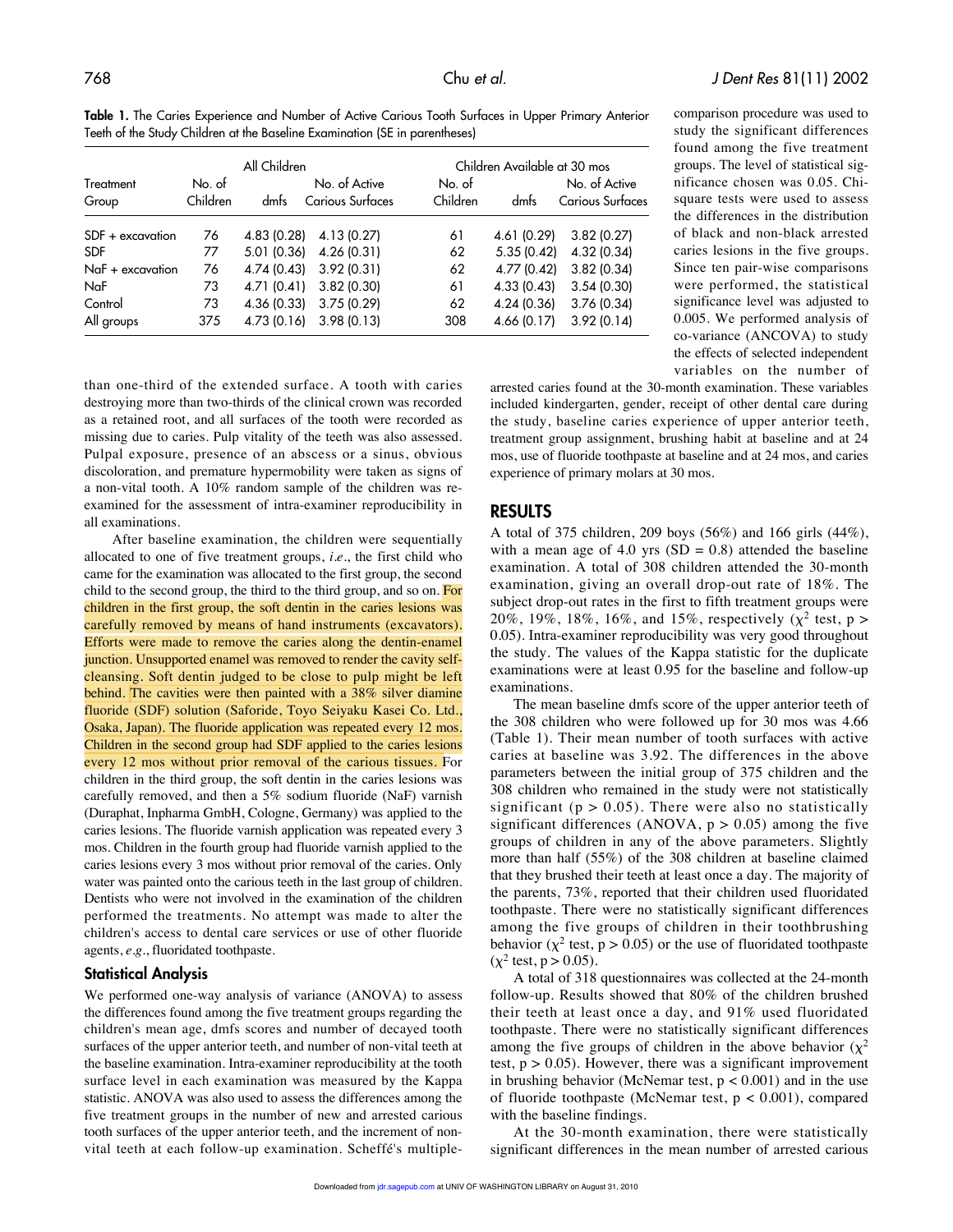**Table 1.** The Caries Experience and Number of Active Carious Tooth Surfaces in Upper Primary Anterior Teeth of the Study Children at the Baseline Examination (SE in parentheses)

| | All Children | | | Children Available at 30 mos | | |
|---|---|---|---|---|---|---|
| Treatment Group | No. of Children | dmfs | No. of Active Carious Surfaces | No. of Children | dmfs | No. of Active Carious Surfaces |
| SDF + excavation | 76 | 4.83 (0.28) | 4.13 (0.27) | 61 | 4.61 (0.29) | 3.82 (0.27) |
| SDF | 77 | 5.01 (0.36) | 4.26 (0.31) | 62 | 5.35 (0.42) | 4.32 (0.34) |
| NaF + excavation | 76 | 4.74 (0.43) | 3.92 (0.31) | 62 | 4.77 (0.42) | 3.82 (0.34) |
| NaF | 73 | 4.71 (0.41) | 3.82 (0.30) | 61 | 4.33 (0.43) | 3.54 (0.30) |
| Control | 73 | 4.36 (0.33) | 3.75 (0.29) | 62 | 4.24 (0.36) | 3.76 (0.34) |
| All groups | 375 | 4.73 (0.16) | 3.98 (0.13) | 308 | 4.66 (0.17) | 3.92 (0.14) |

than one-third of the extended surface. A tooth with caries destroying more than two-thirds of the clinical crown was recorded as a retained root, and all surfaces of the tooth were recorded as missing due to caries. Pulp vitality of the teeth was also assessed. Pulpal exposure, presence of an abscess or a sinus, obvious discoloration, and premature hypermobility were taken as signs of a non-vital tooth. A 10% random sample of the children was re-examined for the assessment of intra-examiner reproducibility in all examinations.

After baseline examination, the children were sequentially allocated to one of five treatment groups, *i.e.*, the first child who came for the examination was allocated to the first group, the second child to the second group, the third to the third group, and so on. For children in the first group, the soft dentin in the caries lesions was carefully removed by means of hand instruments (excavators). Efforts were made to remove the caries along the dentin-enamel junction. Unsupported enamel was removed to render the cavity self-cleansing. Soft dentin judged to be close to pulp might be left behind. The cavities were then painted with a 38% silver diamine fluoride (SDF) solution (Saforide, Toyo Seiyaku Kasei Co. Ltd., Osaka, Japan). The fluoride application was repeated every 12 mos. Children in the second group had SDF applied to the caries lesions every 12 mos without prior removal of the carious tissues. For children in the third group, the soft dentin in the caries lesions was carefully removed, and then a 5% sodium fluoride (NaF) varnish (Duraphat, Inpharma GmbH, Cologne, Germany) was applied to the caries lesions. The fluoride varnish application was repeated every 3 mos. Children in the fourth group had fluoride varnish applied to the caries lesions every 3 mos without prior removal of the caries. Only water was painted onto the carious teeth in the last group of children. Dentists who were not involved in the examination of the children performed the treatments. No attempt was made to alter the children's access to dental care services or use of other fluoride agents, *e.g.*, fluoridated toothpaste.

### Statistical Analysis

We performed one-way analysis of variance (ANOVA) to assess the differences found among the five treatment groups regarding the children's mean age, dmfs scores and number of decayed tooth surfaces of the upper anterior teeth, and number of non-vital teeth at the baseline examination. Intra-examiner reproducibility at the tooth surface level in each examination was measured by the Kappa statistic. ANOVA was also used to assess the differences among the five treatment groups in the number of new and arrested carious tooth surfaces of the upper anterior teeth, and the increment of non-vital teeth at each follow-up examination. Scheffé's multiple-comparison procedure was used to study the significant differences found among the five treatment groups. The level of statistical significance chosen was 0.05. Chi-square tests were used to assess the differences in the distribution of black and non-black arrested caries lesions in the five groups. Since ten pair-wise comparisons were performed, the statistical significance level was adjusted to 0.005. We performed analysis of co-variance (ANCOVA) to study the effects of selected independent variables on the number of arrested caries found at the 30-month examination. These variables included kindergarten, gender, receipt of other dental care during the study, baseline caries experience of upper anterior teeth, treatment group assignment, brushing habit at baseline and at 24 mos, use of fluoride toothpaste at baseline and at 24 mos, and caries experience of primary molars at 30 mos.

## RESULTS

A total of 375 children, 209 boys (56%) and 166 girls (44%), with a mean age of 4.0 yrs (SD = 0.8) attended the baseline examination. A total of 308 children attended the 30-month examination, giving an overall drop-out rate of 18%. The subject drop-out rates in the first to fifth treatment groups were 20%, 19%, 18%, 16%, and 15%, respectively ($\chi^2$ test, $p > 0.05$). Intra-examiner reproducibility was very good throughout the study. The values of the Kappa statistic for the duplicate examinations were at least 0.95 for the baseline and follow-up examinations.

The mean baseline dmfs score of the upper anterior teeth of the 308 children who were followed up for 30 mos was 4.66 (Table 1). Their mean number of tooth surfaces with active caries at baseline was 3.92. The differences in the above parameters between the initial group of 375 children and the 308 children who remained in the study were not statistically significant ($p > 0.05$). There were also no statistically significant differences (ANOVA, $p > 0.05$) among the five groups of children in any of the above parameters. Slightly more than half (55%) of the 308 children at baseline claimed that they brushed their teeth at least once a day. The majority of the parents, 73%, reported that their children used fluoridated toothpaste. There were no statistically significant differences among the five groups of children in their toothbrushing behavior ($\chi^2$ test, $p > 0.05$) or the use of fluoridated toothpaste ($\chi^2$ test, $p > 0.05$).

A total of 318 questionnaires was collected at the 24-month follow-up. Results showed that 80% of the children brushed their teeth at least once a day, and 91% used fluoridated toothpaste. There were no statistically significant differences among the five groups of children in the above behavior ($\chi^2$ test, $p > 0.05$). However, there was a significant improvement in brushing behavior (McNemar test, $p < 0.001$) and in the use of fluoride toothpaste (McNemar test, $p < 0.001$), compared with the baseline findings.

At the 30-month examination, there were statistically significant differences in the mean number of arrested carious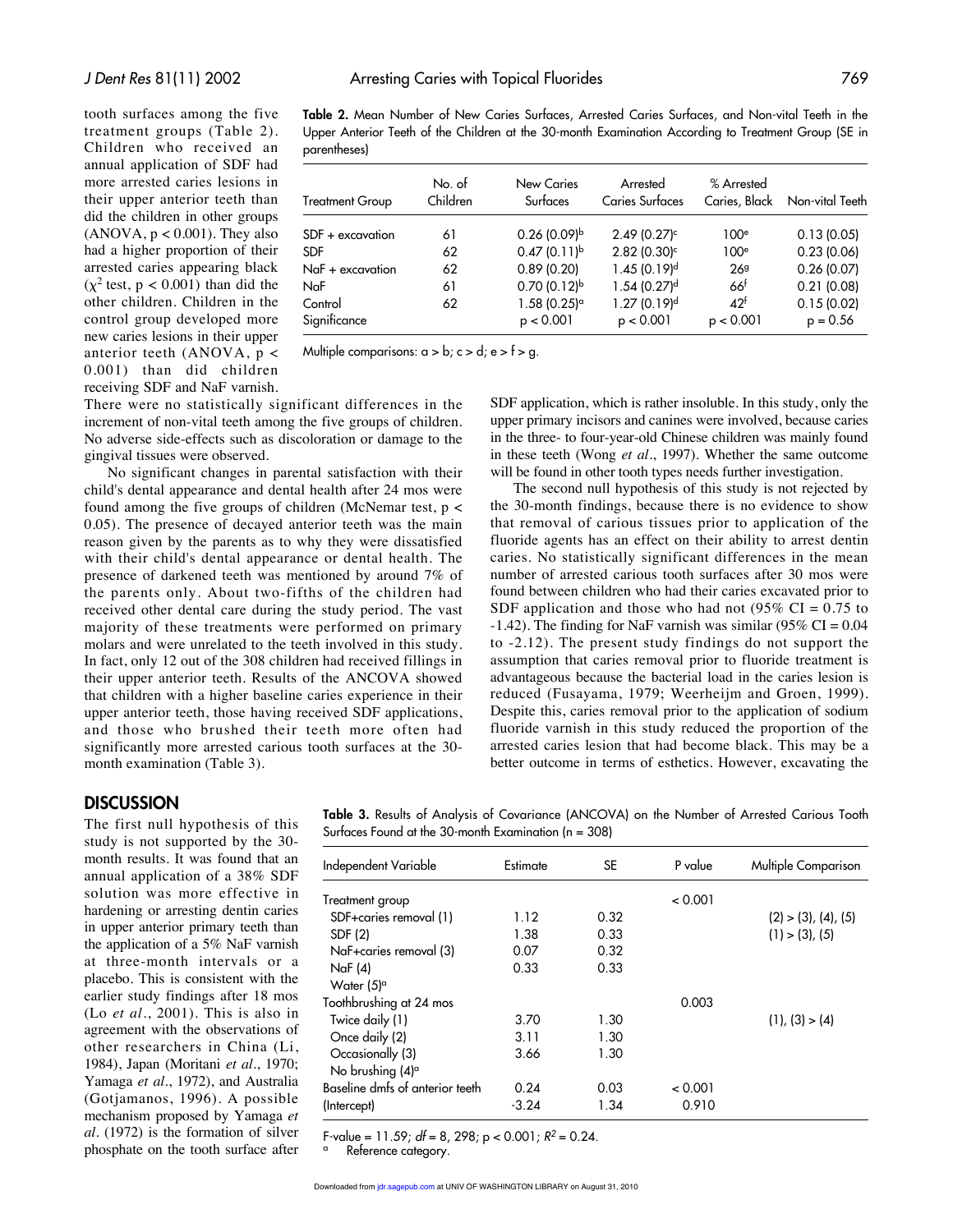tooth surfaces among the five treatment groups (Table 2). Children who received an annual application of SDF had more arrested caries lesions in their upper anterior teeth than did the children in other groups (ANOVA, $p < 0.001$). They also had a higher proportion of their arrested caries appearing black ($\chi^2$ test, $p < 0.001$) than did the other children. Children in the control group developed more new caries lesions in their upper anterior teeth (ANOVA, $p < 0.001$) than did children receiving SDF and NaF varnish.

**Table 2.** Mean Number of New Caries Surfaces, Arrested Caries Surfaces, and Non-vital Teeth in the Upper Anterior Teeth of the Children at the 30-month Examination According to Treatment Group (SE in parentheses)

| Treatment Group | No. of Children | New Caries Surfaces | Arrested Caries Surfaces | % Arrested Caries, Black | Non-vital Teeth |
|---|---|---|---|---|---|
| SDF + excavation | 61 | 0.26 (0.09)[b] | 2.49 (0.27)[c] | 100[e] | 0.13 (0.05) |
| SDF | 62 | 0.47 (0.11)[b] | 2.82 (0.30)[c] | 100[e] | 0.23 (0.06) |
| NaF + excavation | 62 | 0.89 (0.20) | 1.45 (0.19)[d] | 26[g] | 0.26 (0.07) |
| NaF | 61 | 0.70 (0.12)[b] | 1.54 (0.27)[d] | 66[f] | 0.21 (0.08) |
| Control | 62 | 1.58 (0.25)[a] | 1.27 (0.19)[d] | 42[f] | 0.15 (0.02) |
| Significance | | $p < 0.001$ | $p < 0.001$ | $p < 0.001$ | $p = 0.56$ |

Multiple comparisons: a > b; c > d; e > f > g.

There were no statistically significant differences in the increment of non-vital teeth among the five groups of children. No adverse side-effects such as discoloration or damage to the gingival tissues were observed.

No significant changes in parental satisfaction with their child's dental appearance and dental health after 24 mos were found among the five groups of children (McNemar test, $p < 0.05$). The presence of decayed anterior teeth was the main reason given by the parents as to why they were dissatisfied with their child's dental appearance or dental health. The presence of darkened teeth was mentioned by around 7% of the parents only. About two-fifths of the children had received other dental care during the study period. The vast majority of these treatments were performed on primary molars and were unrelated to the teeth involved in this study. In fact, only 12 out of the 308 children had received fillings in their upper anterior teeth. Results of the ANCOVA showed that children with a higher baseline caries experience in their upper anterior teeth, those having received SDF applications, and those who brushed their teeth more often had significantly more arrested carious tooth surfaces at the 30-month examination (Table 3).

## DISCUSSION

The first null hypothesis of this study is not supported by the 30-month results. It was found that an annual application of a 38% SDF solution was more effective in hardening or arresting dentin caries in upper anterior primary teeth than the application of a 5% NaF varnish at three-month intervals or a placebo. This is consistent with the earlier study findings after 18 mos (Lo *et al*., 2001). This is also in agreement with the observations of other researchers in China (Li, 1984), Japan (Moritani *et al*., 1970; Yamaga *et al*., 1972), and Australia (Gotjamanos, 1996). A possible mechanism proposed by Yamaga *et al*. (1972) is the formation of silver phosphate on the tooth surface after SDF application, which is rather insoluble. In this study, only the upper primary incisors and canines were involved, because caries in the three- to four-year-old Chinese children was mainly found in these teeth (Wong *et al*., 1997). Whether the same outcome will be found in other tooth types needs further investigation.

The second null hypothesis of this study is not rejected by the 30-month findings, because there is no evidence to show that removal of carious tissues prior to application of the fluoride agents has an effect on their ability to arrest dentin caries. No statistically significant differences in the mean number of arrested carious tooth surfaces after 30 mos were found between children who had their caries excavated prior to SDF application and those who had not (95% CI = 0.75 to -1.42). The finding for NaF varnish was similar (95% CI = 0.04 to -2.12). The present study findings do not support the assumption that caries removal prior to fluoride treatment is advantageous because the bacterial load in the caries lesion is reduced (Fusayama, 1979; Weerheijm and Groen, 1999). Despite this, caries removal prior to the application of sodium fluoride varnish in this study reduced the proportion of the arrested caries lesion that had become black. This may be a better outcome in terms of esthetics. However, excavating the

**Table 3.** Results of Analysis of Covariance (ANCOVA) on the Number of Arrested Carious Tooth Surfaces Found at the 30-month Examination (n = 308)

| Independent Variable | Estimate | SE | P value | Multiple Comparison |
|---|---|---|---|---|
| Treatment group | | | < 0.001 | |
| SDF+caries removal (1) | 1.12 | 0.32 | | (2) > (3), (4), (5) |
| SDF (2) | 1.38 | 0.33 | | (1) > (3), (5) |
| NaF+caries removal (3) | 0.07 | 0.32 | | |
| NaF (4) | 0.33 | 0.33 | | |
| Water (5)[a] | | | | |
| Toothbrushing at 24 mos | | | 0.003 | |
| Twice daily (1) | 3.70 | 1.30 | | (1), (3) > (4) |
| Once daily (2) | 3.11 | 1.30 | | |
| Occasionally (3) | 3.66 | 1.30 | | |
| No brushing (4)[a] | | | | |
| Baseline dmfs of anterior teeth | 0.24 | 0.03 | < 0.001 | |
| (Intercept) | -3.24 | 1.34 | 0.910 | |

F-value = 11.59; *df* = 8, 298; $p < 0.001$; $R^2 = 0.24$.

[a] Reference category.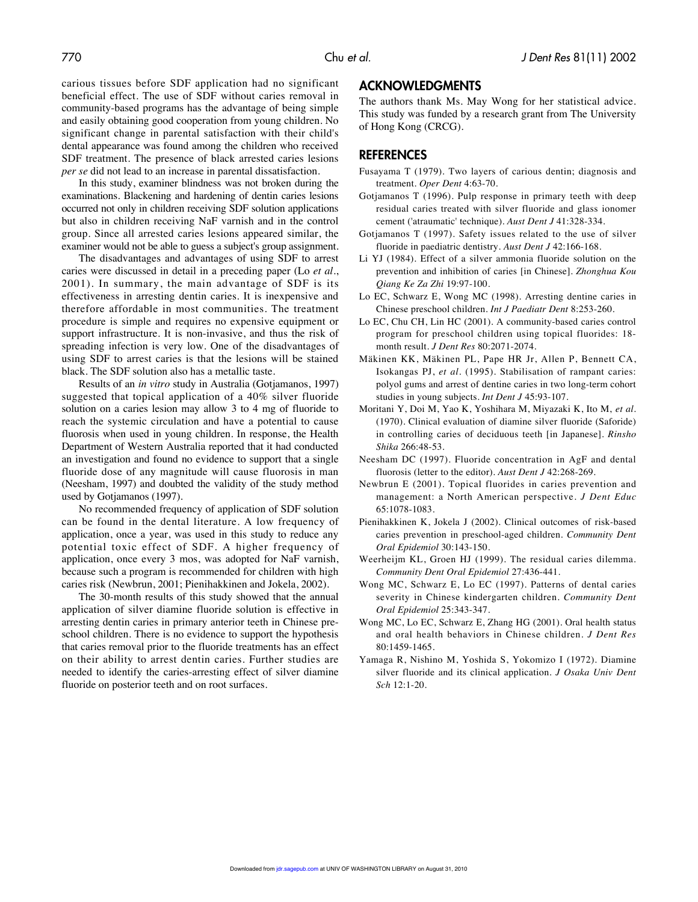carious tissues before SDF application had no significant beneficial effect. The use of SDF without caries removal in community-based programs has the advantage of being simple and easily obtaining good cooperation from young children. No significant change in parental satisfaction with their child's dental appearance was found among the children who received SDF treatment. The presence of black arrested caries lesions *per se* did not lead to an increase in parental dissatisfaction.

In this study, examiner blindness was not broken during the examinations. Blackening and hardening of dentin caries lesions occurred not only in children receiving SDF solution applications but also in children receiving NaF varnish and in the control group. Since all arrested caries lesions appeared similar, the examiner would not be able to guess a subject's group assignment.

The disadvantages and advantages of using SDF to arrest caries were discussed in detail in a preceding paper (Lo *et al*., 2001). In summary, the main advantage of SDF is its effectiveness in arresting dentin caries. It is inexpensive and therefore affordable in most communities. The treatment procedure is simple and requires no expensive equipment or support infrastructure. It is non-invasive, and thus the risk of spreading infection is very low. One of the disadvantages of using SDF to arrest caries is that the lesions will be stained black. The SDF solution also has a metallic taste.

Results of an *in vitro* study in Australia (Gotjamanos, 1997) suggested that topical application of a 40% silver fluoride solution on a caries lesion may allow 3 to 4 mg of fluoride to reach the systemic circulation and have a potential to cause fluorosis when used in young children. In response, the Health Department of Western Australia reported that it had conducted an investigation and found no evidence to support that a single fluoride dose of any magnitude will cause fluorosis in man (Neesham, 1997) and doubted the validity of the study method used by Gotjamanos (1997).

No recommended frequency of application of SDF solution can be found in the dental literature. A low frequency of application, once a year, was used in this study to reduce any potential toxic effect of SDF. A higher frequency of application, once every 3 mos, was adopted for NaF varnish, because such a program is recommended for children with high caries risk (Newbrun, 2001; Pienihakkinen and Jokela, 2002).

The 30-month results of this study showed that the annual application of silver diamine fluoride solution is effective in arresting dentin caries in primary anterior teeth in Chinese preschool children. There is no evidence to support the hypothesis that caries removal prior to the fluoride treatments has an effect on their ability to arrest dentin caries. Further studies are needed to identify the caries-arresting effect of silver diamine fluoride on posterior teeth and on root surfaces.

## ACKNOWLEDGMENTS

The authors thank Ms. May Wong for her statistical advice. This study was funded by a research grant from The University of Hong Kong (CRCG).

## REFERENCES

Fusayama T (1979). Two layers of carious dentin; diagnosis and treatment. *Oper Dent* 4:63-70.

Gotjamanos T (1996). Pulp response in primary teeth with deep residual caries treated with silver fluoride and glass ionomer cement ('atraumatic' technique). *Aust Dent J* 41:328-334.

Gotjamanos T (1997). Safety issues related to the use of silver fluoride in paediatric dentistry. *Aust Dent J* 42:166-168.

Li YJ (1984). Effect of a silver ammonia fluoride solution on the prevention and inhibition of caries [in Chinese]. *Zhonghua Kou Qiang Ke Za Zhi* 19:97-100.

Lo EC, Schwarz E, Wong MC (1998). Arresting dentine caries in Chinese preschool children. *Int J Paediatr Dent* 8:253-260.

Lo EC, Chu CH, Lin HC (2001). A community-based caries control program for preschool children using topical fluorides: 18-month result. *J Dent Res* 80:2071-2074.

Mäkinen KK, Mäkinen PL, Pape HR Jr, Allen P, Bennett CA, Isokangas PJ, *et al*. (1995). Stabilisation of rampant caries: polyol gums and arrest of dentine caries in two long-term cohort studies in young subjects. *Int Dent J* 45:93-107.

Moritani Y, Doi M, Yao K, Yoshihara M, Miyazaki K, Ito M, *et al*. (1970). Clinical evaluation of diamine silver fluoride (Saforide) in controlling caries of deciduous teeth [in Japanese]. *Rinsho Shika* 266:48-53.

Neesham DC (1997). Fluoride concentration in AgF and dental fluorosis (letter to the editor). *Aust Dent J* 42:268-269.

Newbrun E (2001). Topical fluorides in caries prevention and management: a North American perspective. *J Dent Educ* 65:1078-1083.

Pienihakkinen K, Jokela J (2002). Clinical outcomes of risk-based caries prevention in preschool-aged children. *Community Dent Oral Epidemiol* 30:143-150.

Weerheijm KL, Groen HJ (1999). The residual caries dilemma. *Community Dent Oral Epidemiol* 27:436-441.

Wong MC, Schwarz E, Lo EC (1997). Patterns of dental caries severity in Chinese kindergarten children. *Community Dent Oral Epidemiol* 25:343-347.

Wong MC, Lo EC, Schwarz E, Zhang HG (2001). Oral health status and oral health behaviors in Chinese children. *J Dent Res* 80:1459-1465.

Yamaga R, Nishino M, Yoshida S, Yokomizo I (1972). Diamine silver fluoride and its clinical application. *J Osaka Univ Dent Sch* 12:1-20.